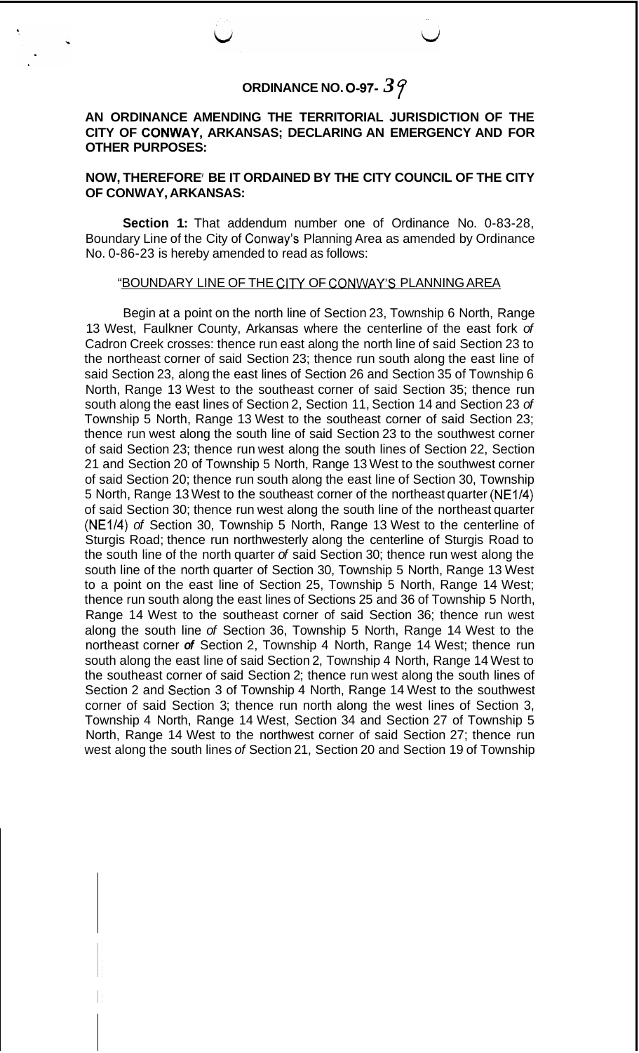# ORDINANCE NO. O-97- 39

**AN ORDINANCE AMENDING THE TERRITORIAL JURISDICTION OF THE CITY OF CONWAY, ARKANSAS; DECLARING AN EMERGENCY AND FOR OTHER PURPOSES:**

**NOW, THEREFORE' BE IT ORDAINED BY THE CITY COUNCIL OF THE CITY OF CONWAY, ARKANSAS:**

**Section 1:** That addendum number one of Ordinance No. 0-83-28, Boundary Line of the City of Conway's Planning Area as amended by Ordinance No. 0-86-23 is hereby amended to read as follows:

"BOUNDARY LINE OF THE CITY OF CONWAY'S PLANNING AREA

Begin at a point on the north line of Section 23, Township 6 North, Range 13 West, Faulkner County, Arkansas where the centerline of the east fork *of* Cadron Creek crosses: thence run east along the north line of said Section 23 to the northeast corner of said Section 23; thence run south along the east line of said Section 23, along the east lines of Section 26 and Section 35 of Township 6 North, Range 13 West to the southeast corner of said Section 35; thence run south along the east lines of Section 2, Section 11, Section 14 and Section 23 *of* Township 5 North, Range 13 West to the southeast corner of said Section 23; thence run west along the south line of said Section 23 to the southwest corner of said Section 23; thence run west along the south lines of Section 22, Section 21 and Section 20 of Township 5 North, Range 13 West to the southwest corner of said Section 20; thence run south along the east line of Section 30, Township 5 North, Range 13 West to the southeast corner of the northeast quarter (NE1/4) of said Section 30; thence run west along the south line of the northeast quarter (NE1/4) *of* Section 30, Township 5 North, Range 13 West to the centerline of Sturgis Road; thence run northwesterly along the centerline of Sturgis Road to the south line of the north quarter *of* said Section 30; thence run west along the south line of the north quarter of Section 30, Township 5 North, Range 13 West to a point on the east line of Section 25, Township 5 North, Range 14 West; thence run south along the east lines of Sections 25 and 36 of Township 5 North, Range 14 West to the southeast corner of said Section 36; thence run west along the south line *of* Section 36, Township 5 North, Range 14 West to the northeast corner ***of*** Section 2, Township 4 North, Range 14 West; thence run south along the east line of said Section 2, Township 4 North, Range 14 West to the southeast corner of said Section 2; thence run west along the south lines of Section 2 and Section 3 of Township 4 North, Range 14 West to the southwest corner of said Section 3; thence run north along the west lines of Section 3, Township 4 North, Range 14 West, Section 34 and Section 27 of Township 5 North, Range 14 West to the northwest corner of said Section 27; thence run west along the south lines *of* Section 21, Section 20 and Section 19 of Township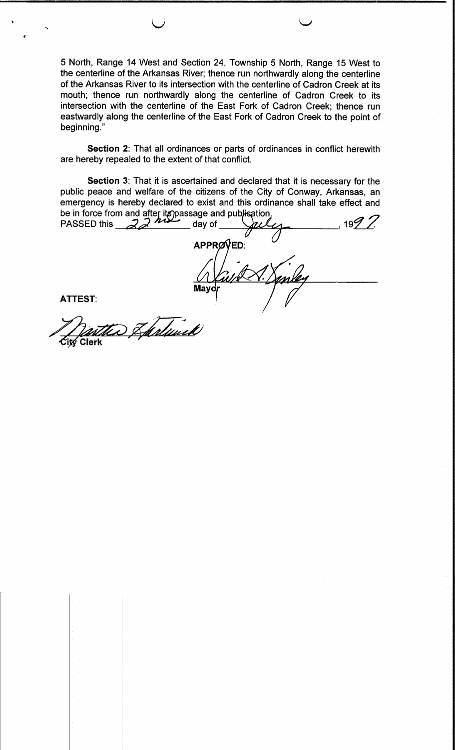5 North, Range 14 West and Section 24, Township 5 North, Range 15 West to the centerline of the Arkansas River; thence run northwardly along the centerline of the Arkansas River to its intersection with the centerline of Cadron Creek at its mouth; thence run northwardly along the centerline of Cadron Creek to its intersection with the centerline of the East Fork of Cadron Creek; thence run eastwardly along the centerline of the East Fork of Cadron Creek to the point of beginning."

**Section 2**: That all ordinances or parts of ordinances in conflict herewith are hereby repealed to the extent of that conflict.

**Section 3**: That it is ascertained and declared that it is necessary for the public peace and welfare of the citizens of the City of Conway, Arkansas, an emergency is hereby declared to exist and this ordinance shall take effect and be in force from and after its passage and publication.

PASSED this 22nd day of July, 1997.

**APPROVED**:

Mayor

**ATTEST**:

City Clerk